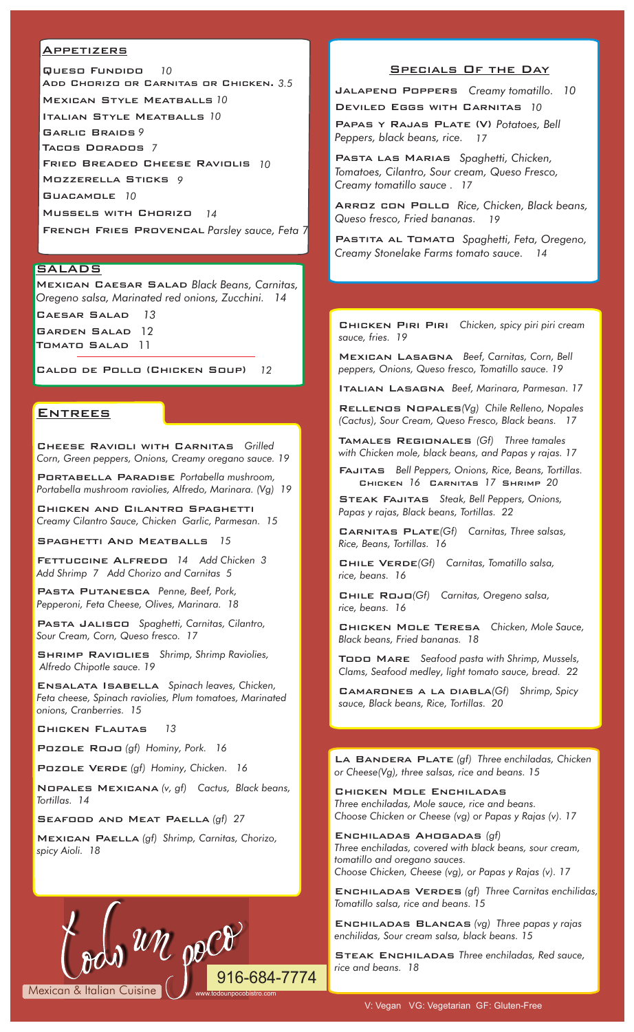## Appetizers

**Queso Fundido** 10
**Add Chorizo or Carnitas or Chicken.** 3.5
**Mexican Style Meatballs** 10
**Italian Style Meatballs** 10
**Garlic Braids** 9
**Tacos Dorados** 7
**Fried Breaded Cheese Raviolis** 10
**Mozzerella Sticks** 9
**Guacamole** 10
**Mussels with Chorizo** 14
**French Fries Provencal** *Parsley sauce, Feta* 7

## Salads

**Mexican Caesar Salad** *Black Beans, Carnitas, Oregeno salsa, Marinated red onions, Zucchini.* 14
**Caesar Salad** 13
**Garden Salad** 12
**Tomato Salad** 11

**Caldo de Pollo (Chicken Soup)** 12

## Entrees

**Cheese Ravioli with Carnitas** *Grilled Corn, Green peppers, Onions, Creamy oregano sauce.* 19

**Portabella Paradise** *Portabella mushroom, Portabella mushroom raviolies, Alfredo, Marinara. (Vg)* 19

**Chicken and Cilantro Spaghetti** *Creamy Cilantro Sauce, Chicken Garlic, Parmesan.* 15

**Spaghetti And Meatballs** 15

**Fettuccine Alfredo** 14 *Add Chicken 3 Add Shrimp 7 Add Chorizo and Carnitas 5*

**Pasta Putanesca** *Penne, Beef, Pork, Pepperoni, Feta Cheese, Olives, Marinara.* 18

**Pasta Jalisco** *Spaghetti, Carnitas, Cilantro, Sour Cream, Corn, Queso fresco.* 17

**Shrimp Raviolies** *Shrimp, Shrimp Raviolies, Alfredo Chipotle sauce.* 19

**Ensalata Isabella** *Spinach leaves, Chicken, Feta cheese, Spinach raviolies, Plum tomatoes, Marinated onions, Cranberries.* 15

**Chicken Flautas** 13

**Pozole Rojo** *(gf) Hominy, Pork.* 16

**Pozole Verde** *(gf) Hominy, Chicken.* 16

**Nopales Mexicana** *(v, gf) Cactus, Black beans, Tortillas.* 14

**Seafood and Meat Paella** *(gf)* 27

**Mexican Paella** *(gf) Shrimp, Carnitas, Chorizo, spicy Aioli.* 18

## Specials Of the Day

**Jalapeno Poppers** *Creamy tomatillo.* 10

**Deviled Eggs with Carnitas** 10

**Papas y Rajas Plate (V)** *Potatoes, Bell Peppers, black beans, rice.* 17

**Pasta las Marias** *Spaghetti, Chicken, Tomatoes, Cilantro, Sour cream, Queso Fresco, Creamy tomatillo sauce .* 17

**Arroz con Pollo** *Rice, Chicken, Black beans, Queso fresco, Fried bananas.* 19

**Pastita al Tomato** *Spaghetti, Feta, Oregeno, Creamy Stonelake Farms tomato sauce.* 14

---

**Chicken Piri Piri** *Chicken, spicy piri piri cream sauce, fries.* 19

**Mexican Lasagna** *Beef, Carnitas, Corn, Bell peppers, Onions, Queso fresco, Tomatillo sauce.* 19

**Italian Lasagna** *Beef, Marinara, Parmesan.* 17

**Rellenos Nopales***(Vg) Chile Relleno, Nopales (Cactus), Sour Cream, Queso Fresco, Black beans.* 17

**Tamales Regionales** *(Gf) Three tamales with Chicken mole, black beans, and Papas y rajas.* 17

**Fajitas** *Bell Peppers, Onions, Rice, Beans, Tortillas.*
**Chicken** 16 **Carnitas** 17 **Shrimp** 20

**Steak Fajitas** *Steak, Bell Peppers, Onions, Papas y rajas, Black beans, Tortillas.* 22

**Carnitas Plate***(Gf) Carnitas, Three salsas, Rice, Beans, Tortillas.* 16

**Chile Verde***(Gf) Carnitas, Tomatillo salsa, rice, beans.* 16

**Chile Rojo***(Gf) Carnitas, Oregeno salsa, rice, beans.* 16

**Chicken Mole Teresa** *Chicken, Mole Sauce, Black beans, Fried bananas.* 18

**Todo Mare** *Seafood pasta with Shrimp, Mussels, Clams, Seafood medley, light tomato sauce, bread.* 22

**Camarones a la diabla***(Gf) Shrimp, Spicy sauce, Black beans, Rice, Tortillas.* 20

---

**La Bandera Plate** *(gf) Three enchiladas, Chicken or Cheese(Vg), three salsas, rice and beans.* 15

**Chicken Mole Enchiladas**
*Three enchiladas, Mole sauce, rice and beans. Choose Chicken or Cheese (vg) or Papas y Rajas (v).* 17

**Enchiladas Ahogadas** *(gf)*
*Three enchiladas, covered with black beans, sour cream, tomatillo and oregano sauces. Choose Chicken, Cheese (vg), or Papas y Rajas (v).* 17

**Enchiladas Verdes** *(gf) Three Carnitas enchilidas, Tomatillo salsa, rice and beans.* 15

**Enchiladas Blancas** *(vg) Three papas y rajas enchilidas, Sour cream salsa, black beans.* 15

**Steak Enchiladas** *Three enchiladas, Red sauce, rice and beans.* 18

---

Todo un poco
Mexican & Italian Cuisine
916-684-7774
www.todounpocobistro.com

V: Vegan VG: Vegetarian GF: Gluten-Free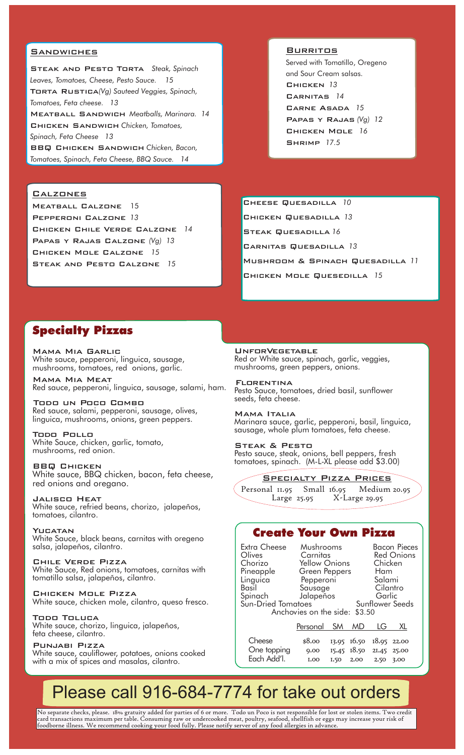## Sandwiches

**Steak and Pesto Torta** *Steak, Spinach Leaves, Tomatoes, Cheese, Pesto Sauce.* 15

**Torta Rustica** *(Vg) Sauteed Veggies, Spinach, Tomatoes, Feta cheese.* 13

**Meatball Sandwich** *Meatballs, Marinara.* 14

**Chicken Sandwich** *Chicken, Tomatoes, Spinach, Feta Cheese* 13

**BBQ Chicken Sandwich** *Chicken, Bacon, Tomatoes, Spinach, Feta Cheese, BBQ Sauce.* 14

## Burritos

Served with Tomatillo, Oregeno and Sour Cream salsas.

**Chicken** *13*
**Carnitas** *14*
**Carne Asada** *15*
**Papas y Rajas** *(Vg) 12*
**Chicken Mole** *16*
**Shrimp** *17.5*

## Calzones

**Meatball Calzone** 15
**Pepperoni Calzone** *13*
**Chicken Chile Verde Calzone** *14*
**Papas y Rajas Calzone** *(Vg) 13*
**Chicken Mole Calzone** *15*
**Steak and Pesto Calzone** *15*

**Cheese Quesadilla** *10*
**Chicken Quesadilla** *13*
**Steak Quesadilla** *16*
**Carnitas Quesadilla** *13*
**Mushroom & Spinach Quesadilla** *11*
**Chicken Mole Quesedilla** *15*

## Specialty Pizzas

**Mama Mia Garlic**
White sauce, pepperoni, linguica, sausage, mushrooms, tomatoes, red onions, garlic.

**Mama Mia Meat**
Red sauce, pepperoni, linguica, sausage, salami, ham.

**Todo un Poco Combo**
Red sauce, salami, pepperoni, sausage, olives, linguica, mushrooms, onions, green peppers.

**Todo Pollo**
White Sauce, chicken, garlic, tomato, mushrooms, red onion.

**BBQ Chicken**
White sauce, BBQ chicken, bacon, feta cheese, red onions and oregano.

**Jalisco Heat**
White sauce, refried beans, chorizo, jalapeños, tomatoes, cilantro.

**Yucatan**
White Sauce, black beans, carnitas with oregeno salsa, jalapeños, cilantro.

**Chile Verde Pizza**
White Sauce, Red onions, tomatoes, carnitas with tomatillo salsa, jalapeños, cilantro.

**Chicken Mole Pizza**
White sauce, chicken mole, cilantro, queso fresco.

**Todo Toluca**
White sauce, chorizo, linguica, jalapeños, feta cheese, cilantro.

**Punjabi Pizza**
White sauce, cauliflower, potatoes, onions cooked with a mix of spices and masalas, cilantro.

**UnforVegetable**
Red or White sauce, spinach, garlic, veggies, mushrooms, green peppers, onions.

**Florentina**
Pesto Sauce, tomatoes, dried basil, sunflower seeds, feta cheese.

**Mama Italia**
Marinara sauce, garlic, pepperoni, basil, linguica, sausage, whole plum tomatoes, feta cheese.

**Steak & Pesto**
Pesto sauce, steak, onions, bell peppers, fresh tomatoes, spinach. (M-L-XL please add $3.00)

### Specialty Pizza Prices

Personal 11.95 Small 16.95 Medium 20.95
Large 25.95 X-Large 29.95

## Create Your Own Pizza

Extra Cheese, Mushrooms, Bacon Pieces, Olives, Carnitas, Red Onions, Chorizo, Yellow Onions, Chicken, Pineapple, Green Peppers, Ham, Linguica, Pepperoni, Salami, Basil, Sausage, Cilantro, Spinach, Jalapeños, Garlic, Sun-Dried Tomatoes, Sunflower Seeds

Anchovies on the side: $3.50

| | Personal | SM | MD | LG | XL |
|---|---|---|---|---|---|
| Cheese | $8.00 | 13.95 | 16.50 | 18.95 | 22.00 |
| One topping | 9.00 | 15.45 | 18.50 | 21.45 | 25.00 |
| Each Add'l. | 1.00 | 1.50 | 2.00 | 2.50 | 3.00 |

# Please call 916-684-7774 for take out orders

No separate checks, please. 18% gratuity added for parties of 6 or more. Todo un Poco is not responsible for lost or stolen items. Two credit card transactions maximum per table. Consuming raw or undercooked meat, poultry, seafood, shellfish or eggs may increase your risk of foodborne illness. We recommend cooking your food fully. Please notify server of any food allergies in advance.